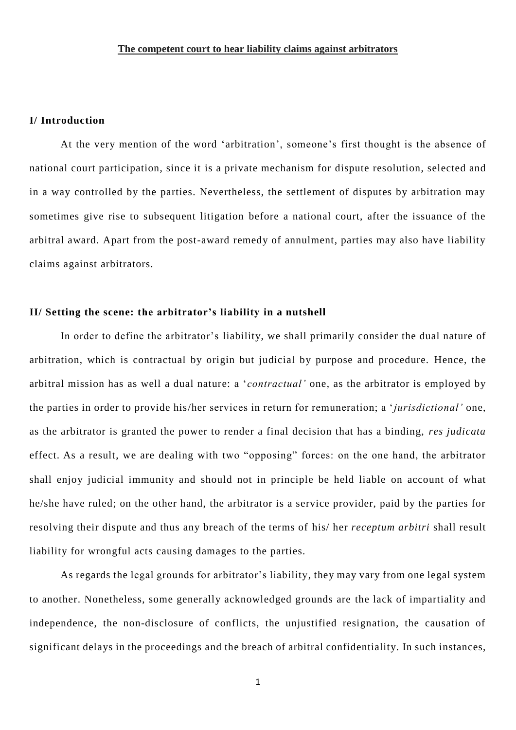# The competent court to hear liability claims against arbitrators

## I/ Introduction

At the very mention of the word 'arbitration', someone's first thought is the absence of national court participation, since it is a private mechanism for dispute resolution, selected and in a way controlled by the parties. Nevertheless, the settlement of disputes by arbitration may sometimes give rise to subsequent litigation before a national court, after the issuance of the arbitral award. Apart from the post-award remedy of annulment, parties may also have liability claims against arbitrators.

## II/ Setting the scene: the arbitrator's liability in a nutshell

In order to define the arbitrator's liability, we shall primarily consider the dual nature of arbitration, which is contractual by origin but judicial by purpose and procedure. Hence, the arbitral mission has as well a dual nature: a '*contractual'* one, as the arbitrator is employed by the parties in order to provide his/her services in return for remuneration; a '*jurisdictional'* one, as the arbitrator is granted the power to render a final decision that has a binding, *res judicata* effect. As a result, we are dealing with two "opposing" forces: on the one hand, the arbitrator shall enjoy judicial immunity and should not in principle be held liable on account of what he/she have ruled; on the other hand, the arbitrator is a service provider, paid by the parties for resolving their dispute and thus any breach of the terms of his/ her *receptum arbitri* shall result liability for wrongful acts causing damages to the parties.

As regards the legal grounds for arbitrator's liability, they may vary from one legal system to another. Nonetheless, some generally acknowledged grounds are the lack of impartiality and independence, the non-disclosure of conflicts, the unjustified resignation, the causation of significant delays in the proceedings and the breach of arbitral confidentiality. In such instances,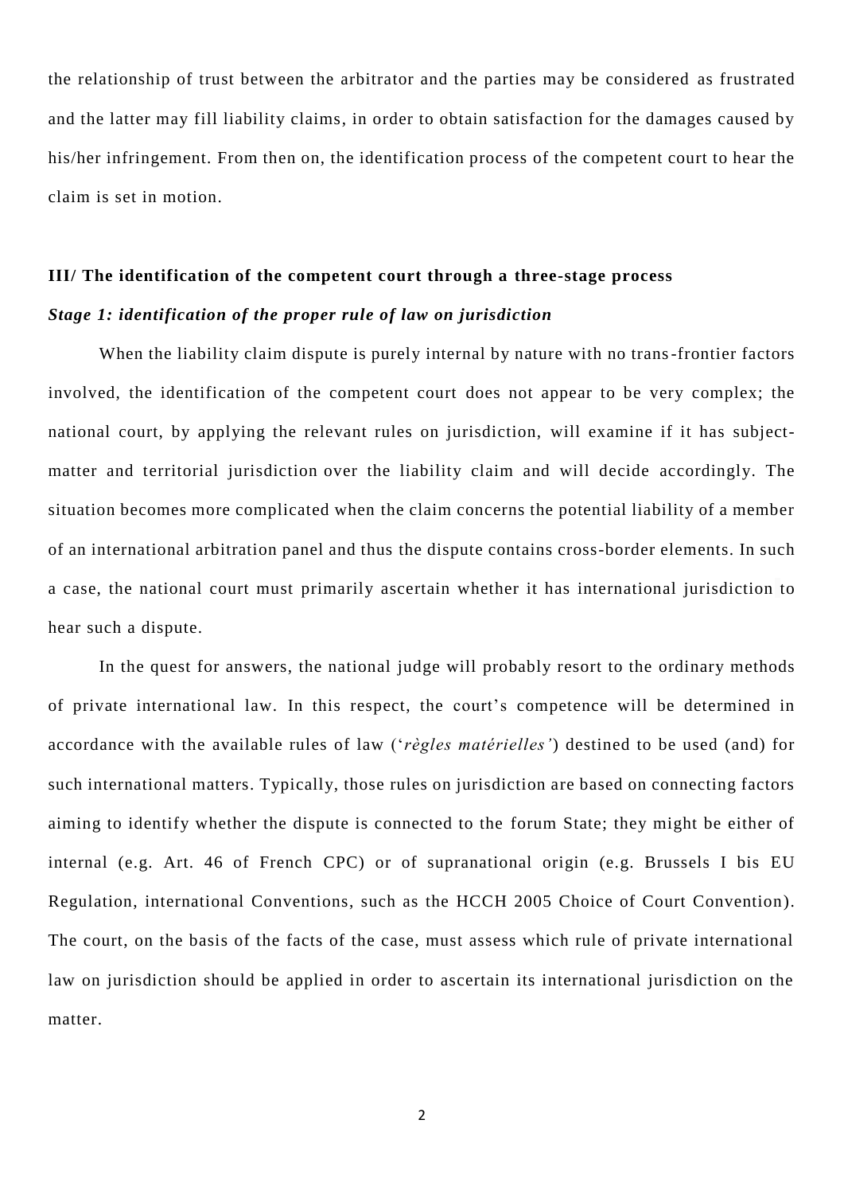the relationship of trust between the arbitrator and the parties may be considered as frustrated and the latter may fill liability claims, in order to obtain satisfaction for the damages caused by his/her infringement. From then on, the identification process of the competent court to hear the claim is set in motion.

## III/ The identification of the competent court through a three-stage process

### *Stage 1: identification of the proper rule of law on jurisdiction*

When the liability claim dispute is purely internal by nature with no trans-frontier factors involved, the identification of the competent court does not appear to be very complex; the national court, by applying the relevant rules on jurisdiction, will examine if it has subject-matter and territorial jurisdiction over the liability claim and will decide accordingly. The situation becomes more complicated when the claim concerns the potential liability of a member of an international arbitration panel and thus the dispute contains cross-border elements. In such a case, the national court must primarily ascertain whether it has international jurisdiction to hear such a dispute.

In the quest for answers, the national judge will probably resort to the ordinary methods of private international law. In this respect, the court's competence will be determined in accordance with the available rules of law ('*règles matérielles'*) destined to be used (and) for such international matters. Typically, those rules on jurisdiction are based on connecting factors aiming to identify whether the dispute is connected to the forum State; they might be either of internal (e.g. Art. 46 of French CPC) or of supranational origin (e.g. Brussels I bis EU Regulation, international Conventions, such as the HCCH 2005 Choice of Court Convention). The court, on the basis of the facts of the case, must assess which rule of private international law on jurisdiction should be applied in order to ascertain its international jurisdiction on the matter.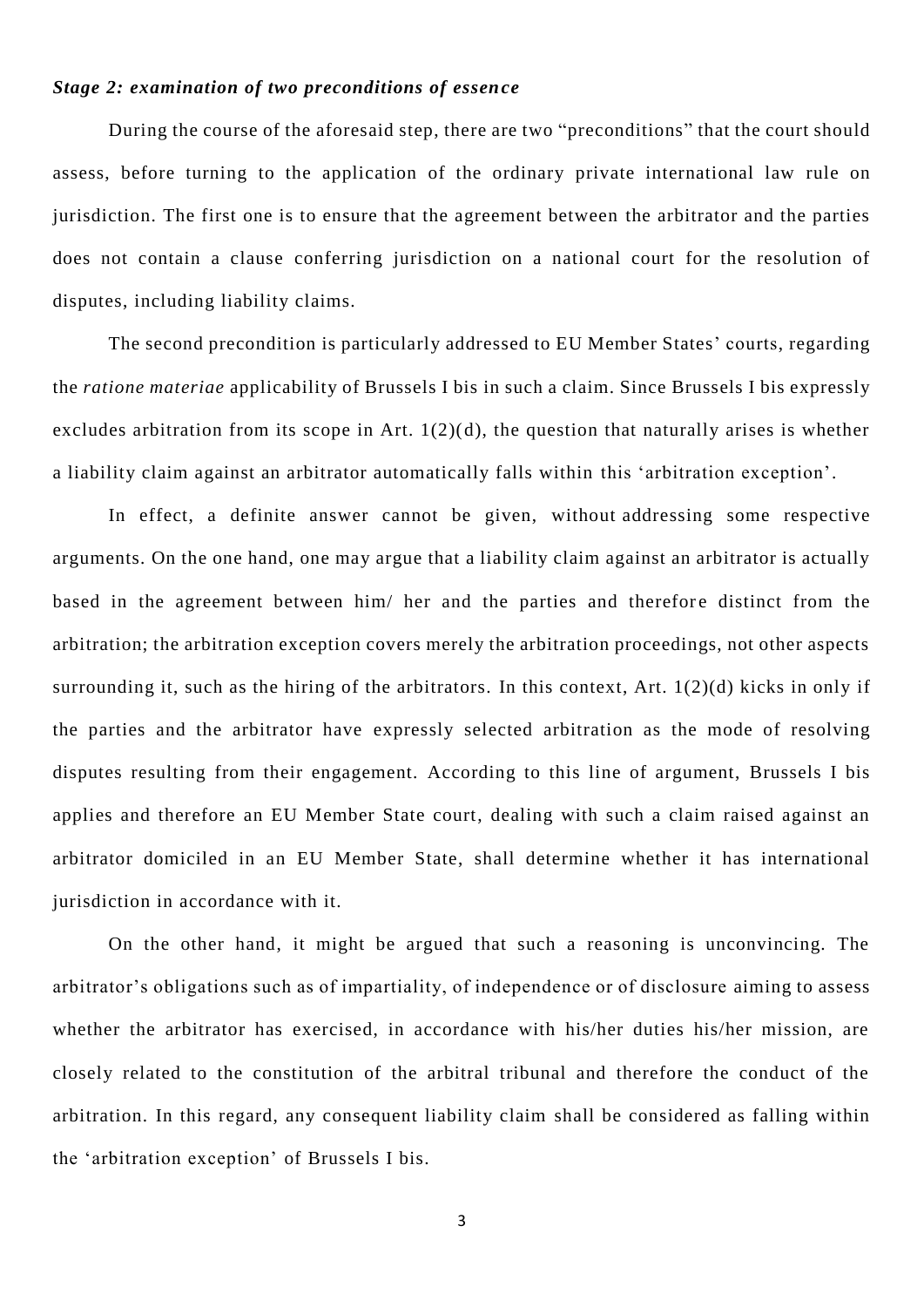***Stage 2: examination of two preconditions of essence***

During the course of the aforesaid step, there are two "preconditions" that the court should assess, before turning to the application of the ordinary private international law rule on jurisdiction. The first one is to ensure that the agreement between the arbitrator and the parties does not contain a clause conferring jurisdiction on a national court for the resolution of disputes, including liability claims.

The second precondition is particularly addressed to EU Member States' courts, regarding the *ratione materiae* applicability of Brussels I bis in such a claim. Since Brussels I bis expressly excludes arbitration from its scope in Art. 1(2)(d), the question that naturally arises is whether a liability claim against an arbitrator automatically falls within this 'arbitration exception'.

In effect, a definite answer cannot be given, without addressing some respective arguments. On the one hand, one may argue that a liability claim against an arbitrator is actually based in the agreement between him/ her and the parties and therefore distinct from the arbitration; the arbitration exception covers merely the arbitration proceedings, not other aspects surrounding it, such as the hiring of the arbitrators. In this context, Art. 1(2)(d) kicks in only if the parties and the arbitrator have expressly selected arbitration as the mode of resolving disputes resulting from their engagement. According to this line of argument, Brussels I bis applies and therefore an EU Member State court, dealing with such a claim raised against an arbitrator domiciled in an EU Member State, shall determine whether it has international jurisdiction in accordance with it.

On the other hand, it might be argued that such a reasoning is unconvincing. The arbitrator's obligations such as of impartiality, of independence or of disclosure aiming to assess whether the arbitrator has exercised, in accordance with his/her duties his/her mission, are closely related to the constitution of the arbitral tribunal and therefore the conduct of the arbitration. In this regard, any consequent liability claim shall be considered as falling within the 'arbitration exception' of Brussels I bis.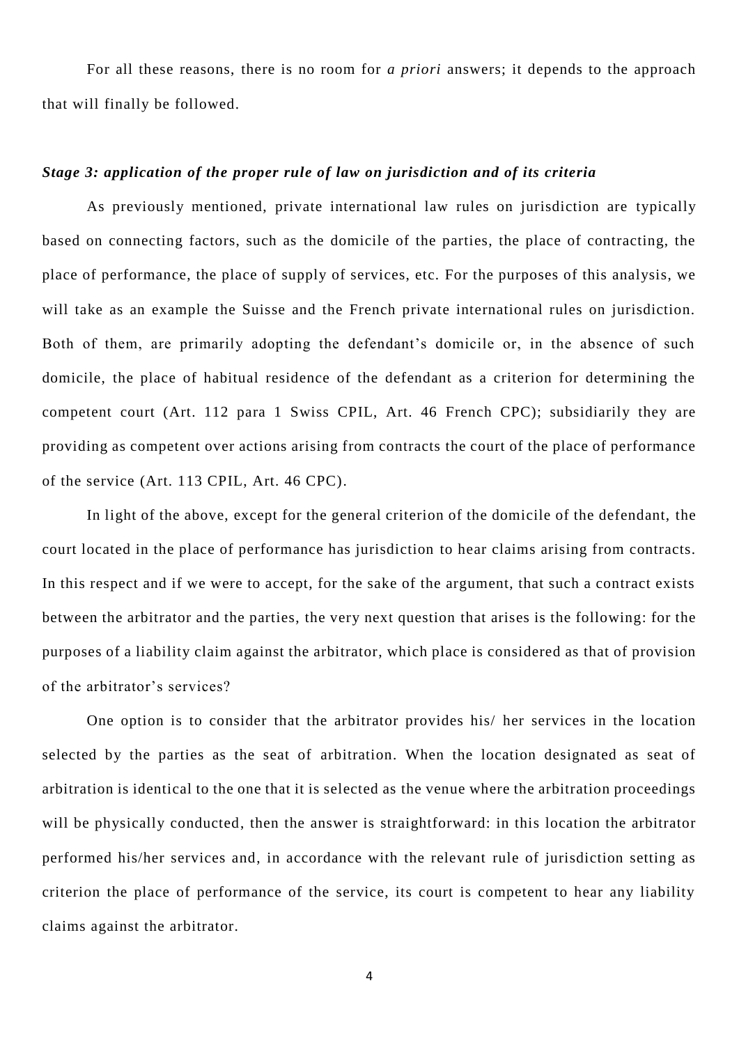For all these reasons, there is no room for *a priori* answers; it depends to the approach that will finally be followed.

***Stage 3: application of the proper rule of law on jurisdiction and of its criteria***

As previously mentioned, private international law rules on jurisdiction are typically based on connecting factors, such as the domicile of the parties, the place of contracting, the place of performance, the place of supply of services, etc. For the purposes of this analysis, we will take as an example the Suisse and the French private international rules on jurisdiction. Both of them, are primarily adopting the defendant's domicile or, in the absence of such domicile, the place of habitual residence of the defendant as a criterion for determining the competent court (Art. 112 para 1 Swiss CPIL, Art. 46 French CPC); subsidiarily they are providing as competent over actions arising from contracts the court of the place of performance of the service (Art. 113 CPIL, Art. 46 CPC).

In light of the above, except for the general criterion of the domicile of the defendant, the court located in the place of performance has jurisdiction to hear claims arising from contracts. In this respect and if we were to accept, for the sake of the argument, that such a contract exists between the arbitrator and the parties, the very next question that arises is the following: for the purposes of a liability claim against the arbitrator, which place is considered as that of provision of the arbitrator's services?

One option is to consider that the arbitrator provides his/ her services in the location selected by the parties as the seat of arbitration. When the location designated as seat of arbitration is identical to the one that it is selected as the venue where the arbitration proceedings will be physically conducted, then the answer is straightforward: in this location the arbitrator performed his/her services and, in accordance with the relevant rule of jurisdiction setting as criterion the place of performance of the service, its court is competent to hear any liability claims against the arbitrator.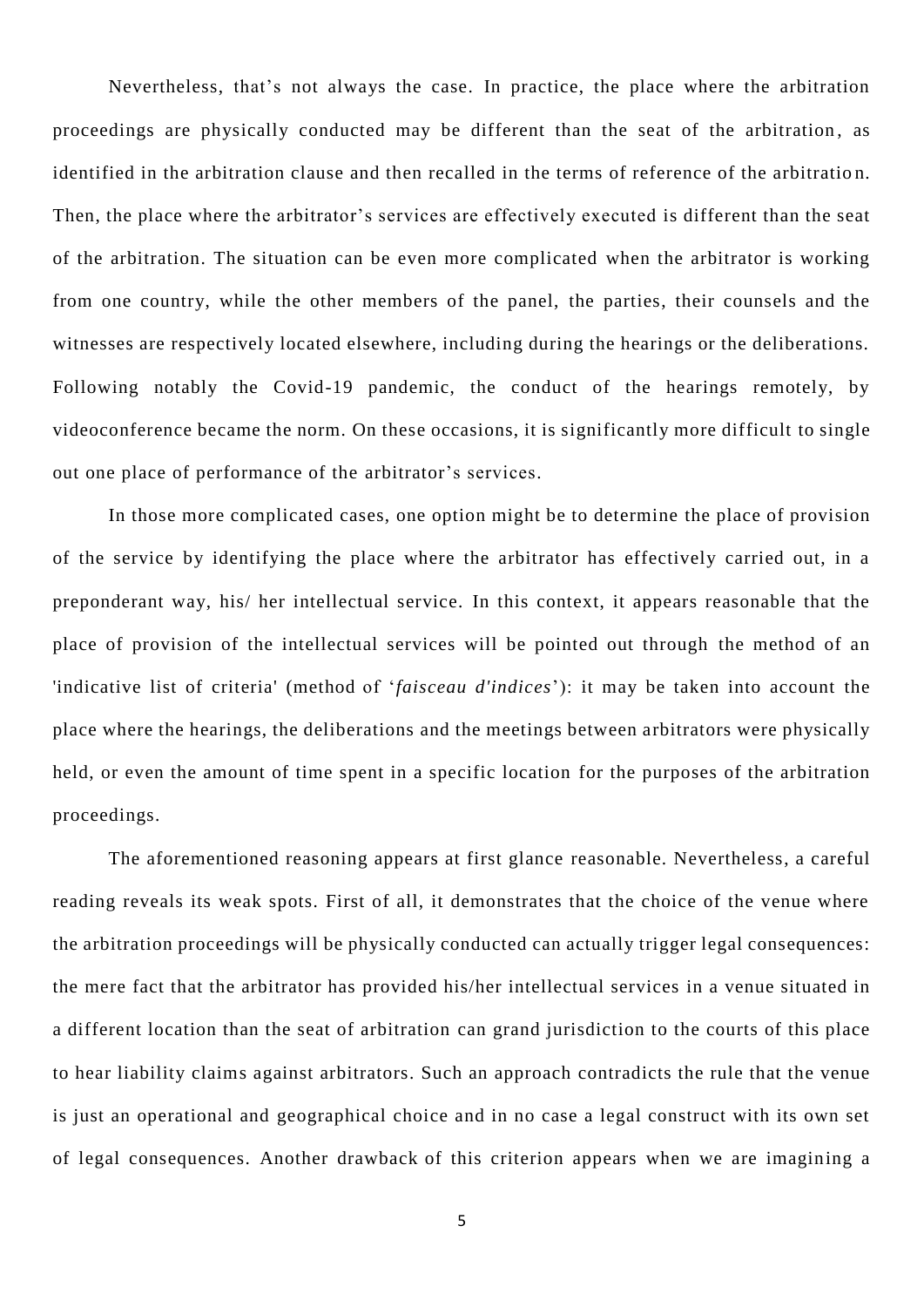Nevertheless, that's not always the case. In practice, the place where the arbitration proceedings are physically conducted may be different than the seat of the arbitration, as identified in the arbitration clause and then recalled in the terms of reference of the arbitration. Then, the place where the arbitrator's services are effectively executed is different than the seat of the arbitration. The situation can be even more complicated when the arbitrator is working from one country, while the other members of the panel, the parties, their counsels and the witnesses are respectively located elsewhere, including during the hearings or the deliberations. Following notably the Covid-19 pandemic, the conduct of the hearings remotely, by videoconference became the norm. On these occasions, it is significantly more difficult to single out one place of performance of the arbitrator's services.

In those more complicated cases, one option might be to determine the place of provision of the service by identifying the place where the arbitrator has effectively carried out, in a preponderant way, his/ her intellectual service. In this context, it appears reasonable that the place of provision of the intellectual services will be pointed out through the method of an 'indicative list of criteria' (method of '*faisceau d'indices*'): it may be taken into account the place where the hearings, the deliberations and the meetings between arbitrators were physically held, or even the amount of time spent in a specific location for the purposes of the arbitration proceedings.

The aforementioned reasoning appears at first glance reasonable. Nevertheless, a careful reading reveals its weak spots. First of all, it demonstrates that the choice of the venue where the arbitration proceedings will be physically conducted can actually trigger legal consequences: the mere fact that the arbitrator has provided his/her intellectual services in a venue situated in a different location than the seat of arbitration can grand jurisdiction to the courts of this place to hear liability claims against arbitrators. Such an approach contradicts the rule that the venue is just an operational and geographical choice and in no case a legal construct with its own set of legal consequences. Another drawback of this criterion appears when we are imagining a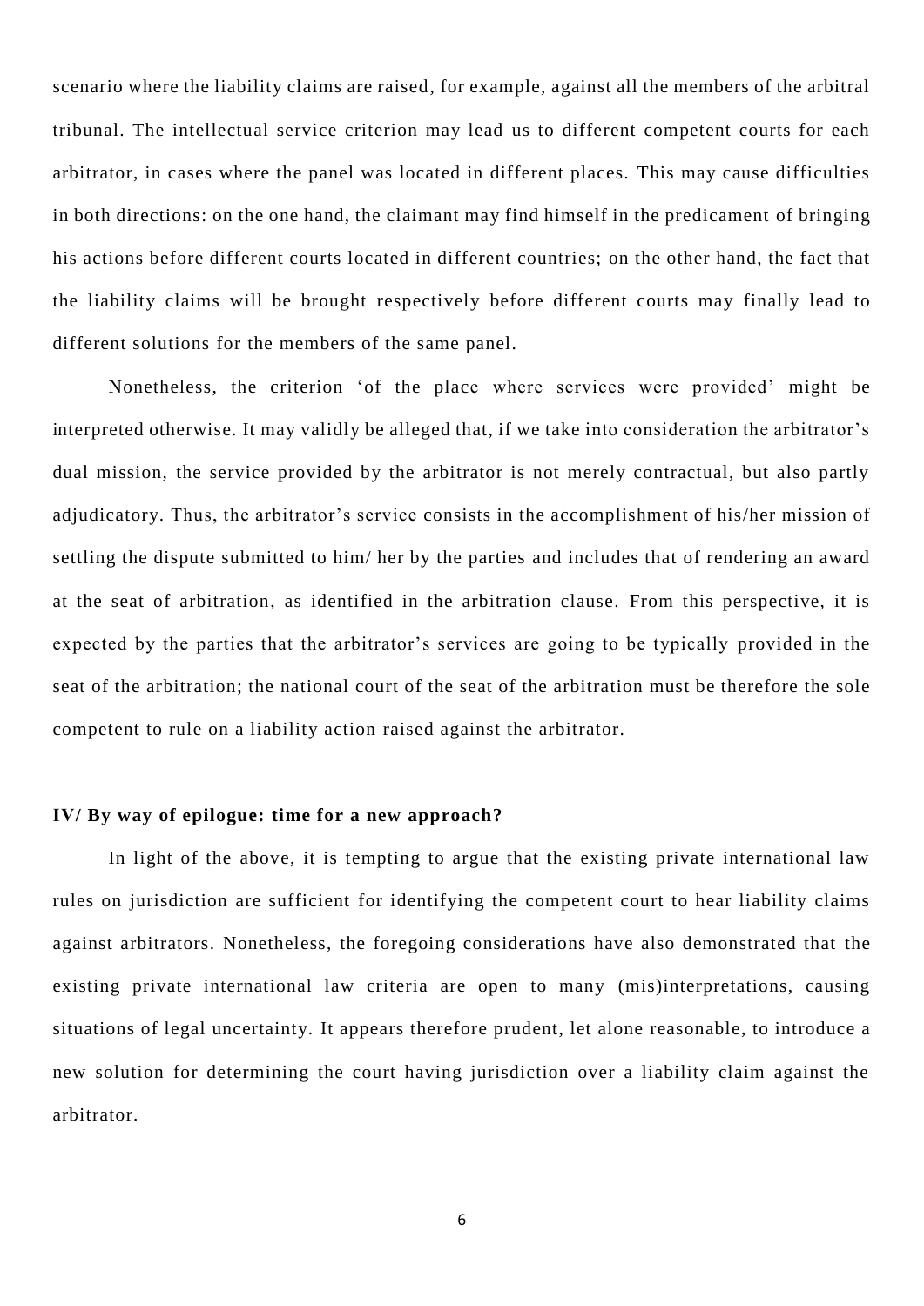scenario where the liability claims are raised, for example, against all the members of the arbitral tribunal. The intellectual service criterion may lead us to different competent courts for each arbitrator, in cases where the panel was located in different places. This may cause difficulties in both directions: on the one hand, the claimant may find himself in the predicament of bringing his actions before different courts located in different countries; on the other hand, the fact that the liability claims will be brought respectively before different courts may finally lead to different solutions for the members of the same panel.

Nonetheless, the criterion 'of the place where services were provided' might be interpreted otherwise. It may validly be alleged that, if we take into consideration the arbitrator's dual mission, the service provided by the arbitrator is not merely contractual, but also partly adjudicatory. Thus, the arbitrator's service consists in the accomplishment of his/her mission of settling the dispute submitted to him/ her by the parties and includes that of rendering an award at the seat of arbitration, as identified in the arbitration clause. From this perspective, it is expected by the parties that the arbitrator's services are going to be typically provided in the seat of the arbitration; the national court of the seat of the arbitration must be therefore the sole competent to rule on a liability action raised against the arbitrator.

## IV/ By way of epilogue: time for a new approach?

In light of the above, it is tempting to argue that the existing private international law rules on jurisdiction are sufficient for identifying the competent court to hear liability claims against arbitrators. Nonetheless, the foregoing considerations have also demonstrated that the existing private international law criteria are open to many (mis)interpretations, causing situations of legal uncertainty. It appears therefore prudent, let alone reasonable, to introduce a new solution for determining the court having jurisdiction over a liability claim against the arbitrator.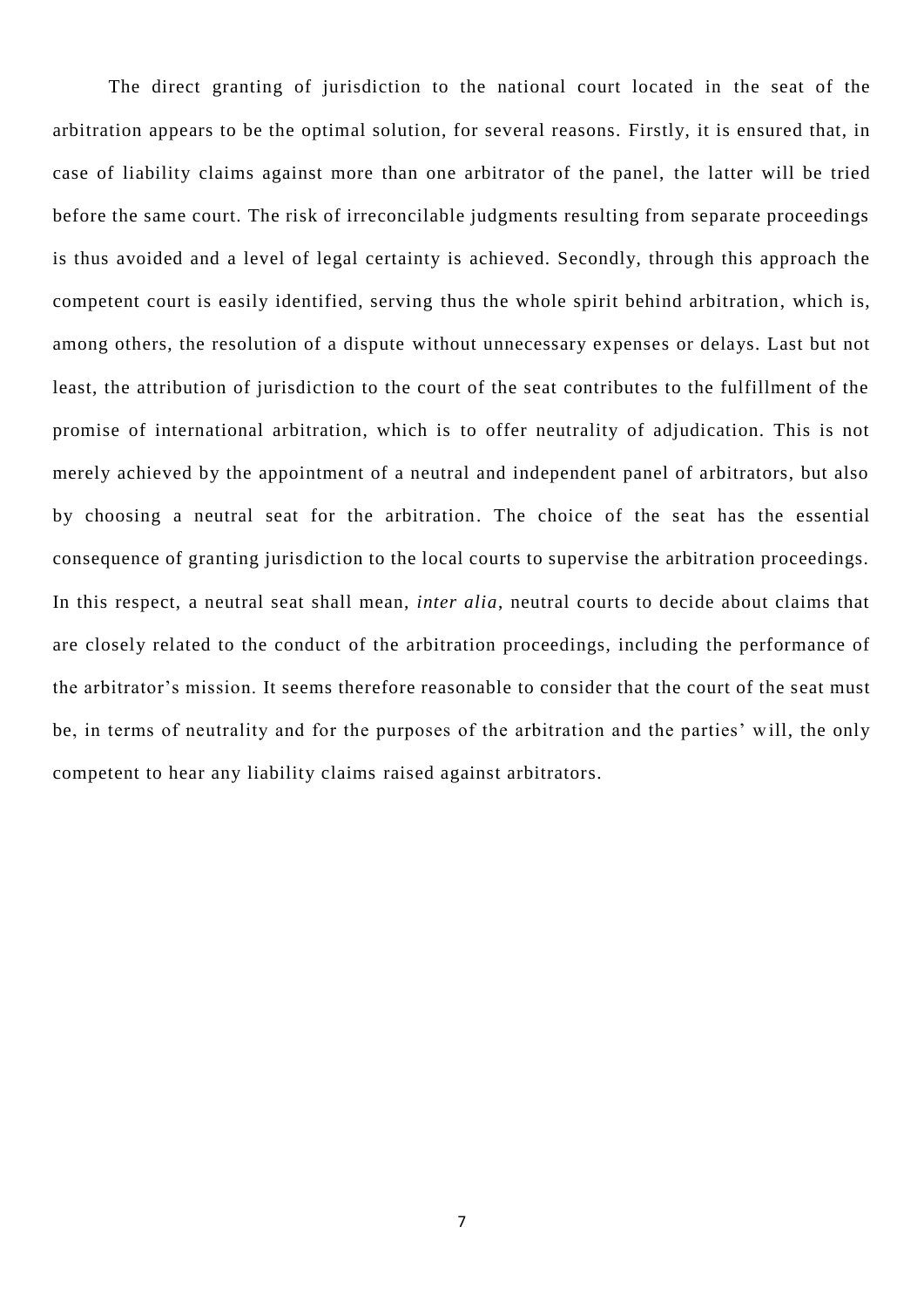The direct granting of jurisdiction to the national court located in the seat of the arbitration appears to be the optimal solution, for several reasons. Firstly, it is ensured that, in case of liability claims against more than one arbitrator of the panel, the latter will be tried before the same court. The risk of irreconcilable judgments resulting from separate proceedings is thus avoided and a level of legal certainty is achieved. Secondly, through this approach the competent court is easily identified, serving thus the whole spirit behind arbitration, which is, among others, the resolution of a dispute without unnecessary expenses or delays. Last but not least, the attribution of jurisdiction to the court of the seat contributes to the fulfillment of the promise of international arbitration, which is to offer neutrality of adjudication. This is not merely achieved by the appointment of a neutral and independent panel of arbitrators, but also by choosing a neutral seat for the arbitration. The choice of the seat has the essential consequence of granting jurisdiction to the local courts to supervise the arbitration proceedings. In this respect, a neutral seat shall mean, *inter alia*, neutral courts to decide about claims that are closely related to the conduct of the arbitration proceedings, including the performance of the arbitrator's mission. It seems therefore reasonable to consider that the court of the seat must be, in terms of neutrality and for the purposes of the arbitration and the parties' will, the only competent to hear any liability claims raised against arbitrators.